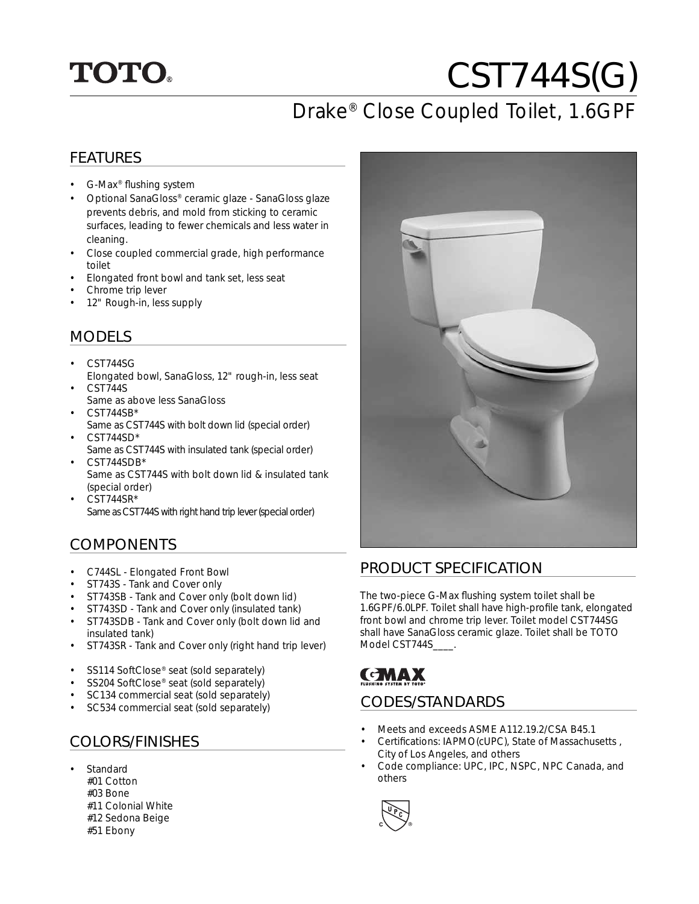TOTO®

# CST744S(G)

## Drake® Close Coupled Toilet, 1.6GPF

## FEATURES

- G-Max® flushing system
- Optional SanaGloss® ceramic glaze - SanaGloss glaze prevents debris, and mold from sticking to ceramic surfaces, leading to fewer chemicals and less water in cleaning.
- Close coupled commercial grade, high performance toilet
- Elongated front bowl and tank set, less seat
- Chrome trip lever
- 12" Rough-in, less supply

## MODELS

- CST744SG
  Elongated bowl, SanaGloss, 12" rough-in, less seat
- CST744S
  Same as above less SanaGloss
- CST744SB*
  Same as CST744S with bolt down lid (special order)
- CST744SD*
  Same as CST744S with insulated tank (special order)
- CST744SDB*
  Same as CST744S with bolt down lid & insulated tank (special order)
- CST744SR*
  Same as CST744S with right hand trip lever (special order)

## COMPONENTS

- C744SL - Elongated Front Bowl
- ST743S - Tank and Cover only
- ST743SB - Tank and Cover only (bolt down lid)
- ST743SD - Tank and Cover only (insulated tank)
- ST743SDB - Tank and Cover only (bolt down lid and insulated tank)
- ST743SR - Tank and Cover only (right hand trip lever)

- SS114 SoftClose® seat (sold separately)
- SS204 SoftClose® seat (sold separately)
- SC134 commercial seat (sold separately)
- SC534 commercial seat (sold separately)

## COLORS/FINISHES

- Standard
  #01 Cotton
  #03 Bone
  #11 Colonial White
  #12 Sedona Beige
  #51 Ebony

## PRODUCT SPECIFICATION

The two-piece G-Max flushing system toilet shall be 1.6GPF/6.0LPF. Toilet shall have high-profile tank, elongated front bowl and chrome trip lever. Toilet model CST744SG shall have SanaGloss ceramic glaze. Toilet shall be TOTO Model CST744S____.

G-MAX FLUSHING SYSTEM BY TOTO®

## CODES/STANDARDS

- Meets and exceeds ASME A112.19.2/CSA B45.1
- Certifications: IAPMO(cUPC), State of Massachusetts , City of Los Angeles, and others
- Code compliance: UPC, IPC, NSPC, NPC Canada, and others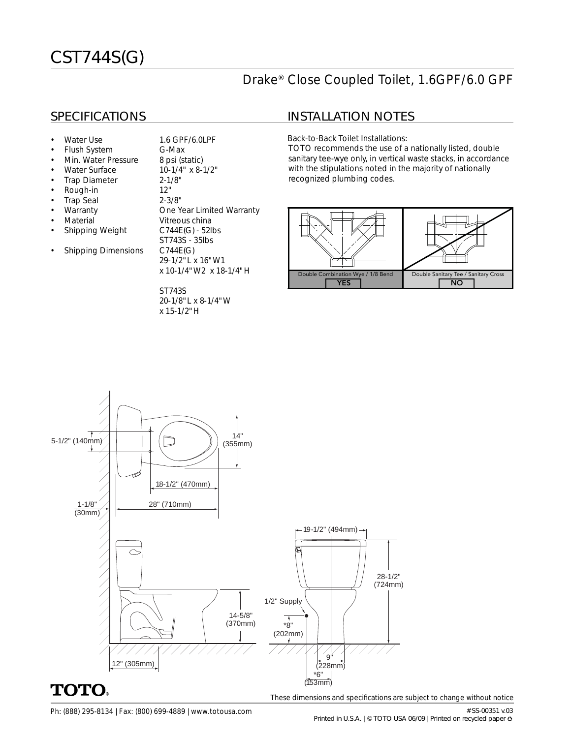# CST744S(G)

## Drake® Close Coupled Toilet, 1.6GPF/6.0 GPF

## SPECIFICATIONS

- Water Use 1.6 GPF/6.0LPF
- Flush System G-Max
- Min. Water Pressure 8 psi (static)
- Water Surface 10-1/4" x 8-1/2"
- Trap Diameter 2-1/8"
- Rough-in 12"
- Trap Seal 2-3/8"
- Warranty One Year Limited Warranty
- Material Vitreous china
- Shipping Weight C744E(G) - 52lbs
  ST743S - 35lbs
- Shipping Dimensions C744E(G)
  29-1/2" L x 16" W1
  x 10-1/4" W2 x 18-1/4" H

  ST743S
  20-1/8" L x 8-1/4" W
  x 15-1/2" H

## INSTALLATION NOTES

Back-to-Back Toilet Installations:
TOTO recommends the use of a nationally listed, double sanitary tee-wye only, in vertical waste stacks, in accordance with the stipulations noted in the majority of nationally recognized plumbing codes.

Double Combination Wye / 1/8 Bend
YES

Double Sanitary Tee / Sanitary Cross
NO

5-1/2" (140mm)
14" (355mm)
18-1/2" (470mm)
1-1/8" (30mm)
28" (710mm)
14-5/8" (370mm)
12" (305mm)
19-1/2" (494mm)
28-1/2" (724mm)
1/2" Supply
*8" (202mm)
9" (228mm)
*6" (153mm)

TOTO®

These dimensions and specifications are subject to change without notice

Ph: (888) 295-8134 | Fax: (800) 699-4889 | www.totousa.com

#SS-00351 v.03
Printed in U.S.A. | © TOTO USA 06/09 | Printed on recycled paper ♻